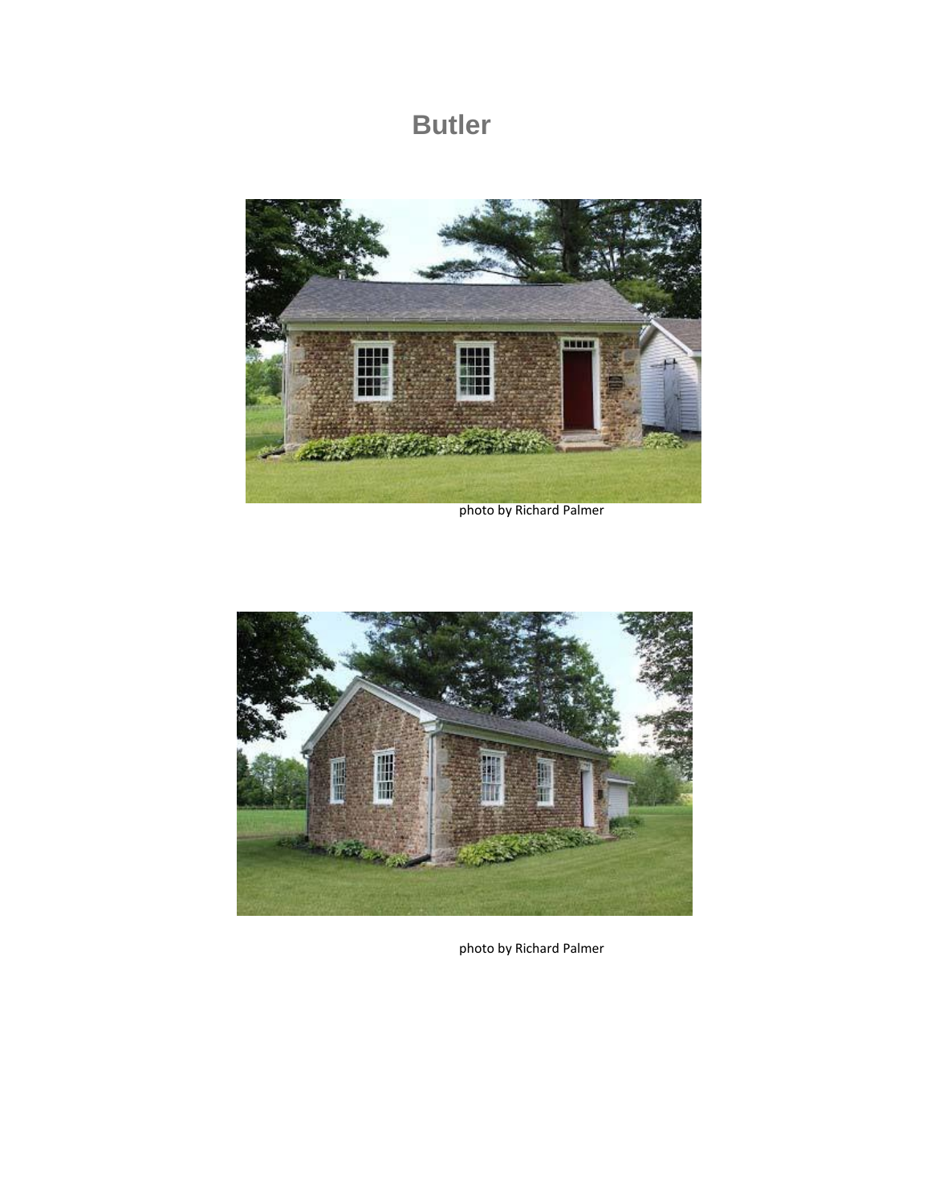# Butler

photo by Richard Palmer

photo by Richard Palmer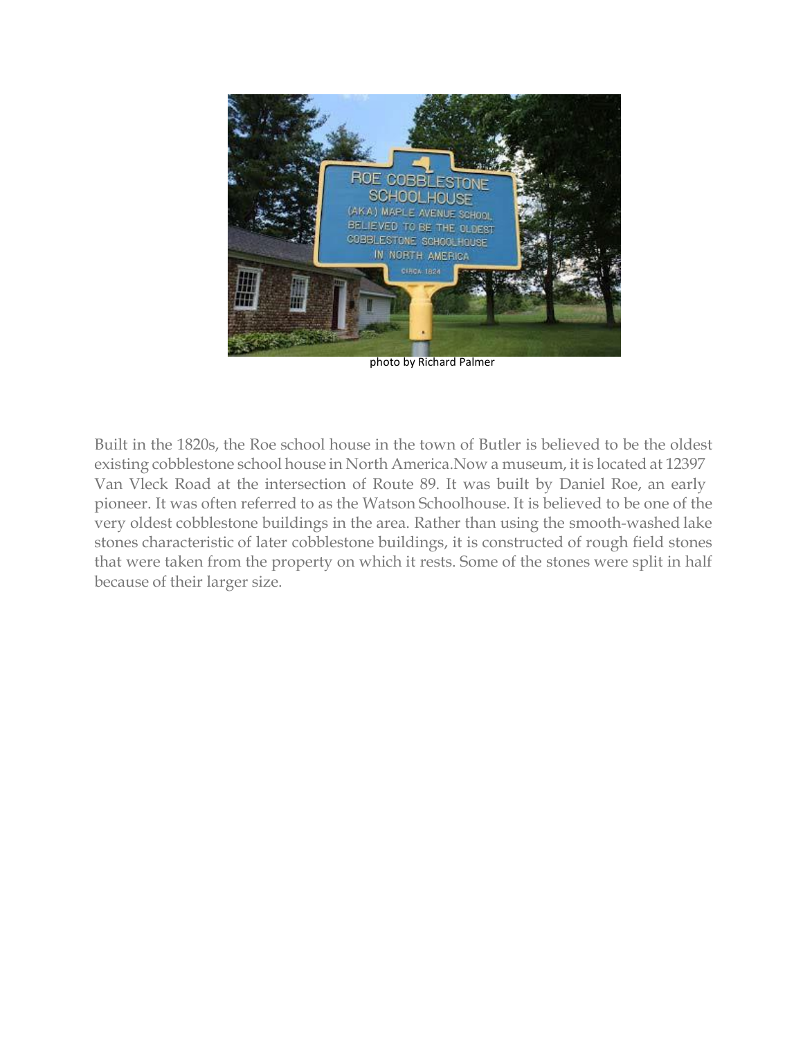photo by Richard Palmer

Built in the 1820s, the Roe school house in the town of Butler is believed to be the oldest existing cobblestone school house in North America.Now a museum, it is located at 12397 Van Vleck Road at the intersection of Route 89. It was built by Daniel Roe, an early pioneer. It was often referred to as the Watson Schoolhouse. It is believed to be one of the very oldest cobblestone buildings in the area. Rather than using the smooth-washed lake stones characteristic of later cobblestone buildings, it is constructed of rough field stones that were taken from the property on which it rests. Some of the stones were split in half because of their larger size.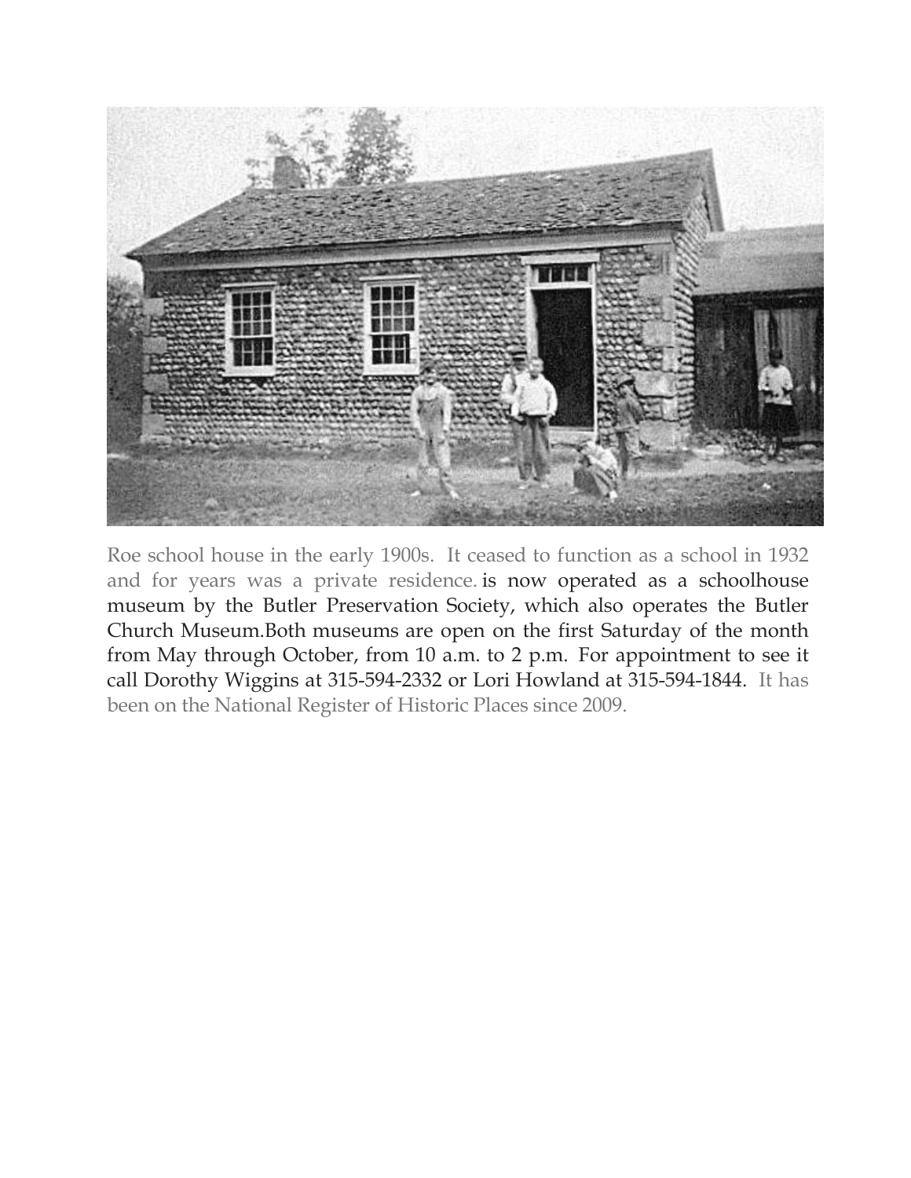Roe school house in the early 1900s. It ceased to function as a school in 1932 and for years was a private residence. is now operated as a schoolhouse museum by the Butler Preservation Society, which also operates the Butler Church Museum.Both museums are open on the first Saturday of the month from May through October, from 10 a.m. to 2 p.m. For appointment to see it call Dorothy Wiggins at 315-594-2332 or Lori Howland at 315-594-1844. It has been on the National Register of Historic Places since 2009.